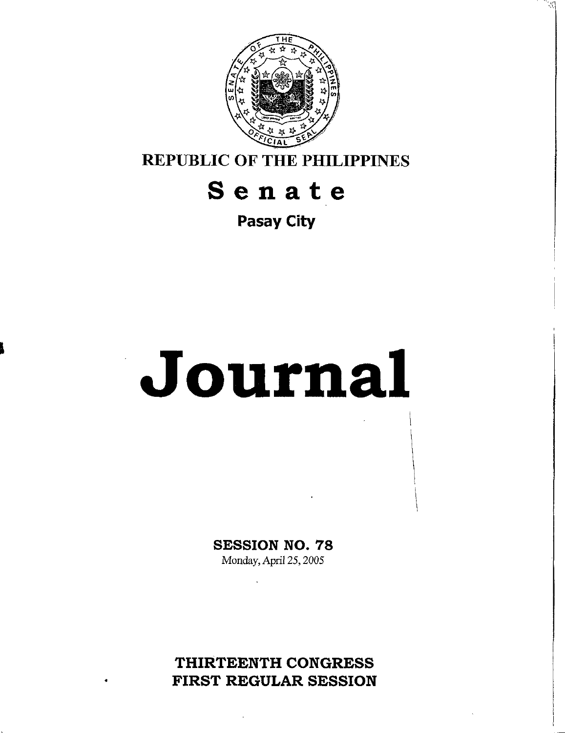REPUBLIC OF THE PHILIPPINES

# Senate

**Pasay City**

# Journal

**SESSION NO. 78**

Monday, April 25, 2005

**THIRTEENTH CONGRESS**
**FIRST REGULAR SESSION**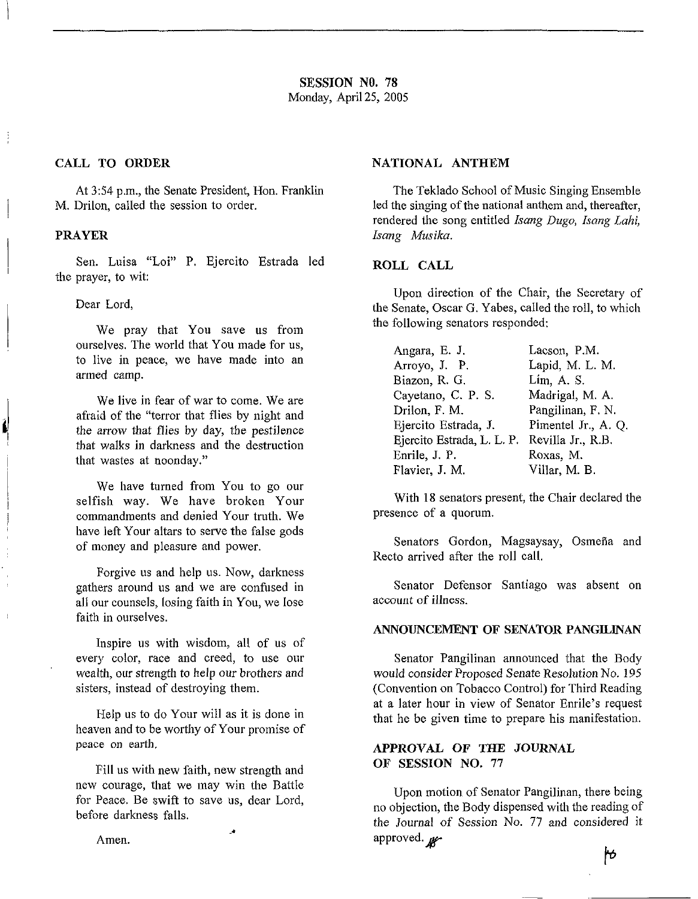## SESSION NO. 78
Monday, April 25, 2005

### CALL TO ORDER

At 3:54 p.m., the Senate President, Hon. Franklin M. Drilon, called the session to order.

### PRAYER

Sen. Luisa "Loi" P. Ejercito Estrada led the prayer, to wit:

Dear Lord,

We pray that You save us from ourselves. The world that You made for us, to live in peace, we have made into an armed camp.

We live in fear of war to come. We are afraid of the "terror that flies by night and the arrow that flies by day, the pestilence that walks in darkness and the destruction that wastes at noonday."

We have turned from You to go our selfish way. We have broken Your commandments and denied Your truth. We have left Your altars to serve the false gods of money and pleasure and power.

Forgive us and help us. Now, darkness gathers around us and we are confused in all our counsels, losing faith in You, we lose faith in ourselves.

Inspire us with wisdom, all of us of every color, race and creed, to use our wealth, our strength to help our brothers and sisters, instead of destroying them.

Help us to do Your will as it is done in heaven and to be worthy of Your promise of peace on earth.

Fill us with new faith, new strength and new courage, that we may win the Battle for Peace. Be swift to save us, dear Lord, before darkness falls.

Amen.

### NATIONAL ANTHEM

The Teklado School of Music Singing Ensemble led the singing of the national anthem and, thereafter, rendered the song entitled *Isang Dugo, Isang Lahi, Isang Musika.*

### ROLL CALL

Upon direction of the Chair, the Secretary of the Senate, Oscar G. Yabes, called the roll, to which the following senators responded:

| | |
|---|---|
| Angara, E. J. | Lacson, P.M. |
| Arroyo, J. P. | Lapid, M. L. M. |
| Biazon, R. G. | Lim, A. S. |
| Cayetano, C. P. S. | Madrigal, M. A. |
| Drilon, F. M. | Pangilinan, F. N. |
| Ejercito Estrada, J. | Pimentel Jr., A. Q. |
| Ejercito Estrada, L. L. P. | Revilla Jr., R.B. |
| Enrile, J. P. | Roxas, M. |
| Flavier, J. M. | Villar, M. B. |

With 18 senators present, the Chair declared the presence of a quorum.

Senators Gordon, Magsaysay, Osmeña and Recto arrived after the roll call.

Senator Defensor Santiago was absent on account of illness.

### ANNOUNCEMENT OF SENATOR PANGILINAN

Senator Pangilinan announced that the Body would consider Proposed Senate Resolution No. 195 (Convention on Tobacco Control) for Third Reading at a later hour in view of Senator Enrile's request that he be given time to prepare his manifestation.

### APPROVAL OF THE JOURNAL OF SESSION NO. 77

Upon motion of Senator Pangilinan, there being no objection, the Body dispensed with the reading of the Journal of Session No. 77 and considered it approved.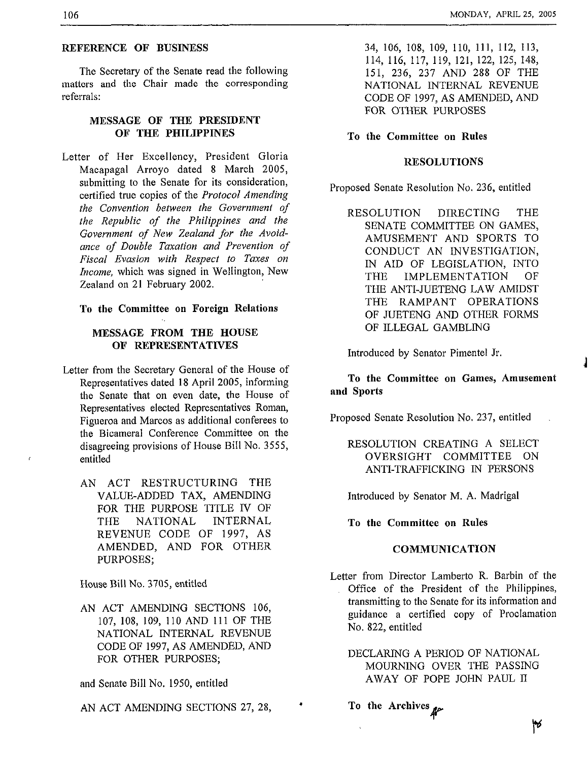## REFERENCE OF BUSINESS

The Secretary of the Senate read the following matters and the Chair made the corresponding referrals:

### MESSAGE OF THE PRESIDENT OF THE PHILIPPINES

Letter of Her Excellency, President Gloria Macapagal Arroyo dated 8 March 2005, submitting to the Senate for its consideration, certified true copies of the *Protocol Amending the Convention between the Government of the Republic of the Philippines and the Government of New Zealand for the Avoidance of Double Taxation and Prevention of Fiscal Evasion with Respect to Taxes on Income,* which was signed in Wellington, New Zealand on 21 February 2002.

**To the Committee on Foreign Relations**

### MESSAGE FROM THE HOUSE OF REPRESENTATIVES

Letter from the Secretary General of the House of Representatives dated 18 April 2005, informing the Senate that on even date, the House of Representatives elected Representatives Roman, Figueroa and Marcos as additional conferees to the Bicameral Conference Committee on the disagreeing provisions of House Bill No. 3555, entitled

AN ACT RESTRUCTURING THE VALUE-ADDED TAX, AMENDING FOR THE PURPOSE TITLE IV OF THE NATIONAL INTERNAL REVENUE CODE OF 1997, AS AMENDED, AND FOR OTHER PURPOSES;

House Bill No. 3705, entitled

AN ACT AMENDING SECTIONS 106, 107, 108, 109, 110 AND 111 OF THE NATIONAL INTERNAL REVENUE CODE OF 1997, AS AMENDED, AND FOR OTHER PURPOSES;

and Senate Bill No. 1950, entitled

AN ACT AMENDING SECTIONS 27, 28, 34, 106, 108, 109, 110, 111, 112, 113, 114, 116, 117, 119, 121, 122, 125, 148, 151, 236, 237 AND 288 OF THE NATIONAL INTERNAL REVENUE CODE OF 1997, AS AMENDED, AND FOR OTHER PURPOSES

**To the Committee on Rules**

### RESOLUTIONS

Proposed Senate Resolution No. 236, entitled

RESOLUTION DIRECTING THE SENATE COMMITTEE ON GAMES, AMUSEMENT AND SPORTS TO CONDUCT AN INVESTIGATION, IN AID OF LEGISLATION, INTO THE IMPLEMENTATION OF THE ANTI-JUETENG LAW AMIDST THE RAMPANT OPERATIONS OF JUETENG AND OTHER FORMS OF ILLEGAL GAMBLING

Introduced by Senator Pimentel Jr.

**To the Committee on Games, Amusement and Sports**

Proposed Senate Resolution No. 237, entitled

RESOLUTION CREATING A SELECT OVERSIGHT COMMITTEE ON ANTI-TRAFFICKING IN PERSONS

Introduced by Senator M. A. Madrigal

**To the Committee on Rules**

### COMMUNICATION

Letter from Director Lamberto R. Barbin of the Office of the President of the Philippines, transmitting to the Senate for its information and guidance a certified copy of Proclamation No. 822, entitled

DECLARING A PERIOD OF NATIONAL MOURNING OVER THE PASSING AWAY OF POPE JOHN PAUL II

**To the Archives**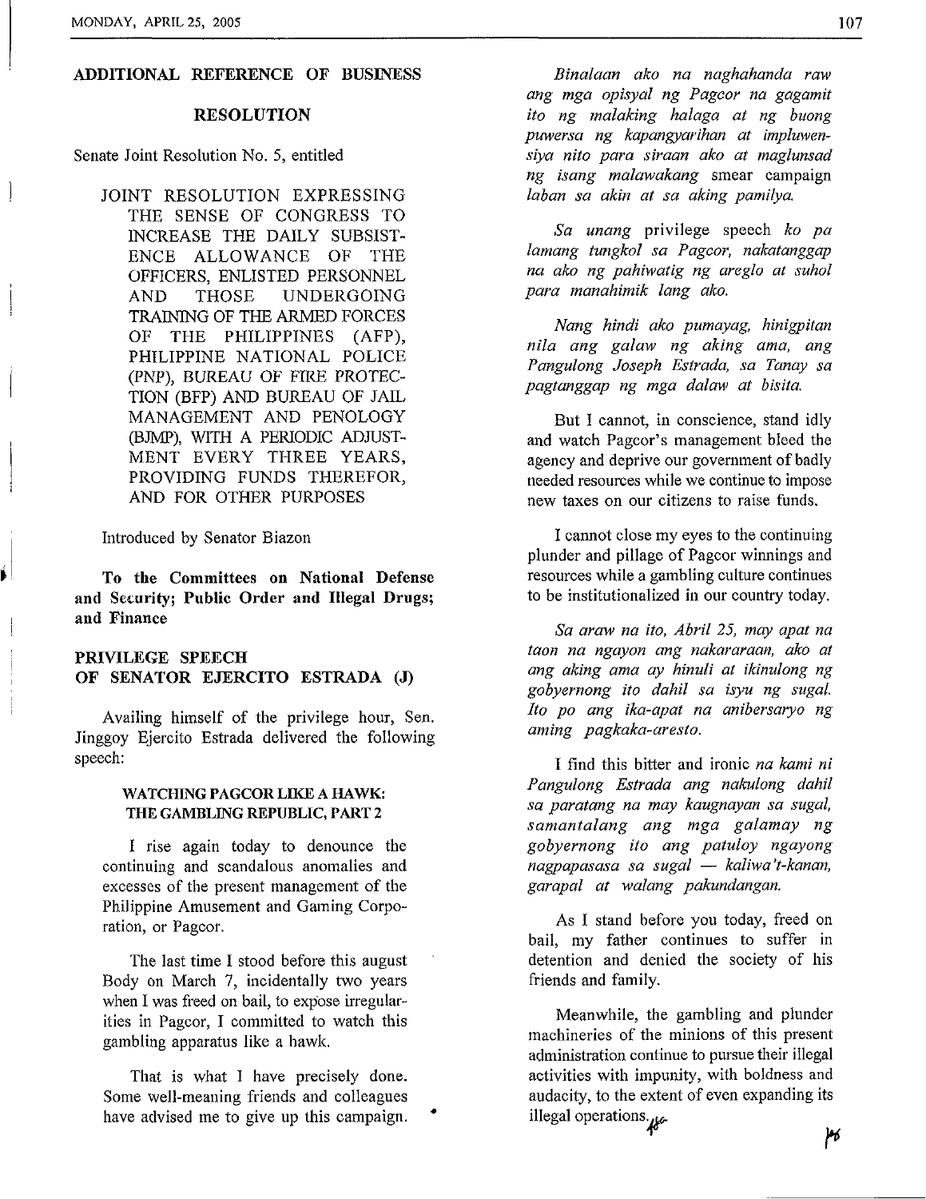## ADDITIONAL REFERENCE OF BUSINESS

### RESOLUTION

Senate Joint Resolution No. 5, entitled

> JOINT RESOLUTION EXPRESSING THE SENSE OF CONGRESS TO INCREASE THE DAILY SUBSISTENCE ALLOWANCE OF THE OFFICERS, ENLISTED PERSONNEL AND THOSE UNDERGOING TRAINING OF THE ARMED FORCES OF THE PHILIPPINES (AFP), PHILIPPINE NATIONAL POLICE (PNP), BUREAU OF FIRE PROTECTION (BFP) AND BUREAU OF JAIL MANAGEMENT AND PENOLOGY (BJMP), WITH A PERIODIC ADJUSTMENT EVERY THREE YEARS, PROVIDING FUNDS THEREFOR, AND FOR OTHER PURPOSES

Introduced by Senator Biazon

**To the Committees on National Defense and Security; Public Order and Illegal Drugs; and Finance**

## PRIVILEGE SPEECH OF SENATOR EJERCITO ESTRADA (J)

Availing himself of the privilege hour, Sen. Jinggoy Ejercito Estrada delivered the following speech:

### WATCHING PAGCOR LIKE A HAWK: THE GAMBLING REPUBLIC, PART 2

I rise again today to denounce the continuing and scandalous anomalies and excesses of the present management of the Philippine Amusement and Gaming Corporation, or Pagcor.

The last time I stood before this august Body on March 7, incidentally two years when I was freed on bail, to expose irregularities in Pagcor, I committed to watch this gambling apparatus like a hawk.

That is what I have precisely done. Some well-meaning friends and colleagues have advised me to give up this campaign.

*Binalaan ako na naghahanda raw ang mga opisyal ng Pagcor na gagamit ito ng malaking halaga at ng buong puwersa ng kapangyarihan at impluwensiya nito para siraan ako at maglunsad ng isang malawakang* smear campaign *laban sa akin at sa aking pamilya.*

*Sa unang* privilege speech *ko pa lamang tungkol sa Pagcor, nakatanggap na ako ng pahiwatig ng areglo at suhol para manahimik lang ako.*

*Nang hindi ako pumayag, hinigpitan nila ang galaw ng aking ama, ang Pangulong Joseph Estrada, sa Tanay sa pagtanggap ng mga dalaw at bisita.*

But I cannot, in conscience, stand idly and watch Pagcor's management bleed the agency and deprive our government of badly needed resources while we continue to impose new taxes on our citizens to raise funds.

I cannot close my eyes to the continuing plunder and pillage of Pagcor winnings and resources while a gambling culture continues to be institutionalized in our country today.

*Sa araw na ito, Abril 25, may apat na taon na ngayon ang nakararaan, ako at ang aking ama ay hinuli at ikinulong ng gobyernong ito dahil sa isyu ng sugal. Ito po ang ika-apat na anibersaryo ng aming pagkaka-aresto.*

I find this bitter and ironic *na kami ni Pangulong Estrada ang nakulong dahil sa paratang na may kaugnayan sa sugal, samantalang ang mga galamay ng gobyernong ito ang patuloy ngayong nagpapasasa sa sugal — kaliwa't-kanan, garapal at walang pakundangan.*

As I stand before you today, freed on bail, my father continues to suffer in detention and denied the society of his friends and family.

Meanwhile, the gambling and plunder machineries of the minions of this present administration continue to pursue their illegal activities with impunity, with boldness and audacity, to the extent of even expanding its illegal operations.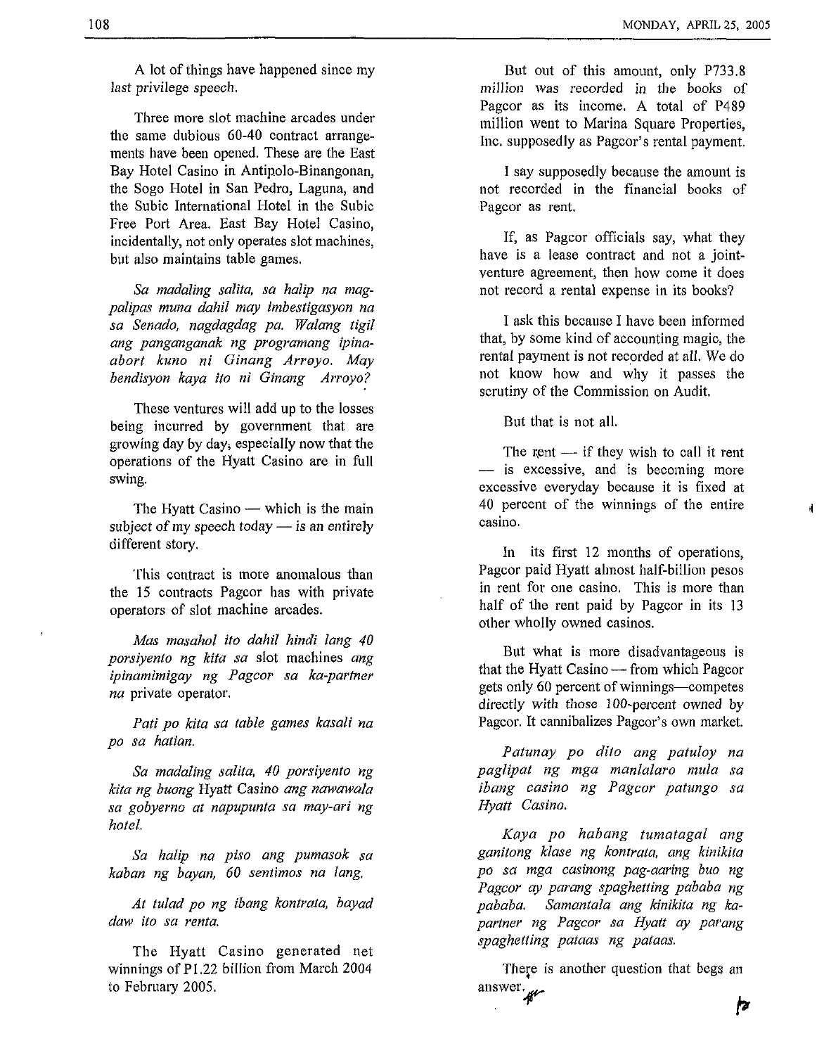A lot of things have happened since my last privilege speech.

Three more slot machine arcades under the same dubious 60-40 contract arrangements have been opened. These are the East Bay Hotel Casino in Antipolo-Binangonan, the Sogo Hotel in San Pedro, Laguna, and the Subic International Hotel in the Subic Free Port Area. East Bay Hotel Casino, incidentally, not only operates slot machines, but also maintains table games.

*Sa madaling salita, sa halip na magpalipas muna dahil may imbestigasyon na sa Senado, nagdagdag pa. Walang tigil ang panganganak ng programang ipinaabort kuno ni Ginang Arroyo. May bendisyon kaya ito ni Ginang Arroyo?*

These ventures will add up to the losses being incurred by government that are growing day by day, especially now that the operations of the Hyatt Casino are in full swing.

The Hyatt Casino — which is the main subject of my speech today — is an entirely different story.

This contract is more anomalous than the 15 contracts Pagcor has with private operators of slot machine arcades.

*Mas masahol ito dahil hindi lang 40 porsiyento ng kita sa* slot machines *ang ipinamimigay ng Pagcor sa ka-partner na* private operator.

*Pati po kita sa table games kasali na po sa hatian.*

*Sa madaling salita, 40 porsiyento ng kita ng buong* Hyatt Casino *ang nawawala sa gobyerno at napupunta sa may-ari ng hotel.*

*Sa halip na piso ang pumasok sa kaban ng bayan, 60 sentimos na lang.*

*At tulad po ng ibang kontrata, bayad daw ito sa renta.*

The Hyatt Casino generated net winnings of P1.22 billion from March 2004 to February 2005.

But out of this amount, only P733.8 *million* was recorded in the books of Pagcor as its income. A total of P489 million went to Marina Square Properties, Inc. supposedly as Pagcor's rental payment.

I say supposedly because the amount is not recorded in the financial books of Pagcor as rent.

If, as Pagcor officials say, what they have is a lease contract and not a joint-venture agreement, then how come it does not record a rental expense in its books?

I ask this because I have been informed that, by some kind of accounting magic, the rental payment is not recorded at all. We do not know how and why it passes the scrutiny of the Commission on Audit.

But that is not all.

The rent — if they wish to call it rent — is excessive, and is becoming more excessive everyday because it is fixed at 40 percent of the winnings of the entire casino.

In its first 12 months of operations, Pagcor paid Hyatt almost half-billion pesos in rent for one casino. This is more than half of the rent paid by Pagcor in its 13 other wholly owned casinos.

But what is more disadvantageous is that the Hyatt Casino — from which Pagcor gets only 60 percent of winnings—competes directly with those 100-percent owned by Pagcor. It cannibalizes Pagcor's own market.

*Patunay po dito ang patuloy na paglipat ng mga manlalaro mula sa ibang casino ng Pagcor patungo sa Hyatt Casino.*

*Kaya po habang tumatagal ang ganitong klase ng kontrata, ang kinikita po sa mga casinong pag-aaring buo ng Pagcor ay parang spaghetting pababa ng pababa. Samantala ang kinikita ng ka-partner ng Pagcor sa Hyatt ay parang spaghetting pataas ng pataas.*

There is another question that begs an answer.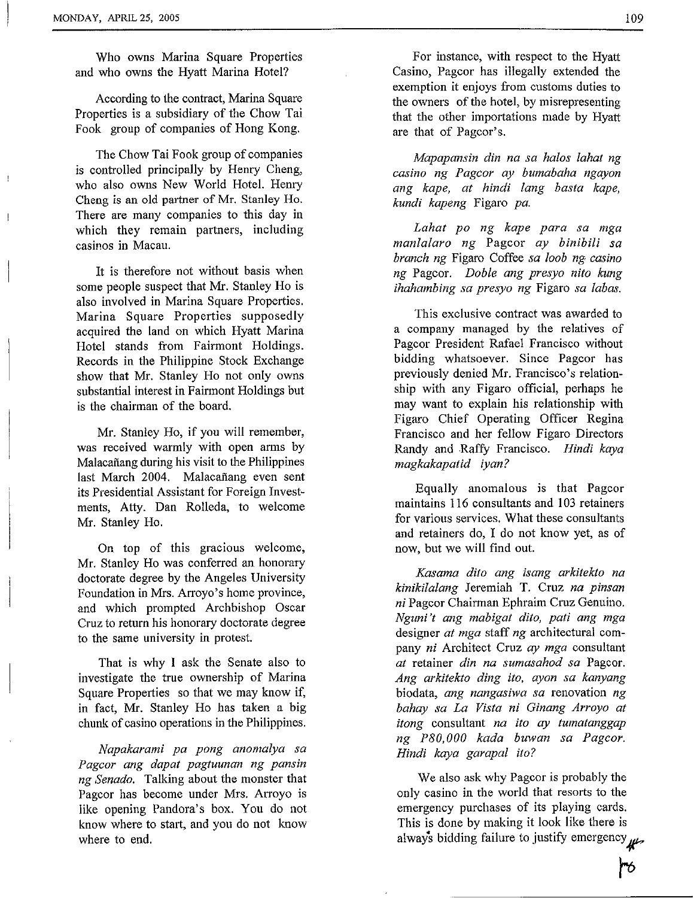Who owns Marina Square Properties and who owns the Hyatt Marina Hotel?

According to the contract, Marina Square Properties is a subsidiary of the Chow Tai Fook group of companies of Hong Kong.

The Chow Tai Fook group of companies is controlled principally by Henry Cheng, who also owns New World Hotel. Henry Cheng is an old partner of Mr. Stanley Ho. There are many companies to this day in which they remain partners, including casinos in Macau.

It is therefore not without basis when some people suspect that Mr. Stanley Ho is also involved in Marina Square Properties. Marina Square Properties supposedly acquired the land on which Hyatt Marina Hotel stands from Fairmont Holdings. Records in the Philippine Stock Exchange show that Mr. Stanley Ho not only owns substantial interest in Fairmont Holdings but is the chairman of the board.

Mr. Stanley Ho, if you will remember, was received warmly with open arms by Malacañang during his visit to the Philippines last March 2004. Malacañang even sent its Presidential Assistant for Foreign Investments, Atty. Dan Rolleda, to welcome Mr. Stanley Ho.

On top of this gracious welcome, Mr. Stanley Ho was conferred an honorary doctorate degree by the Angeles University Foundation in Mrs. Arroyo's home province, and which prompted Archbishop Oscar Cruz to return his honorary doctorate degree to the same university in protest.

That is why I ask the Senate also to investigate the true ownership of Marina Square Properties so that we may know if, in fact, Mr. Stanley Ho has taken a big chunk of casino operations in the Philippines.

*Napakarami pa pong anomalya sa Pagcor ang dapat pagtuunan ng pansin ng Senado.* Talking about the monster that Pagcor has become under Mrs. Arroyo is like opening Pandora's box. You do not know where to start, and you do not know where to end.

For instance, with respect to the Hyatt Casino, Pagcor has illegally extended the exemption it enjoys from customs duties to the owners of the hotel, by misrepresenting that the other importations made by Hyatt are that of Pagcor's.

*Mapapansin din na sa halos lahat ng casino ng Pagcor ay bumabaha ngayon ang kape, at hindi lang basta kape, kundi kapeng* Figaro *pa.*

*Lahat po ng kape para sa mga manlalaro ng* Pagcor *ay binibili sa branch ng* Figaro Coffee *sa loob ng casino ng* Pagcor. *Doble ang presyo nito kung ihahambing sa presyo ng* Figaro *sa labas.*

This exclusive contract was awarded to a company managed by the relatives of Pagcor President Rafael Francisco without bidding whatsoever. Since Pagcor has previously denied Mr. Francisco's relationship with any Figaro official, perhaps he may want to explain his relationship with Figaro Chief Operating Officer Regina Francisco and her fellow Figaro Directors Randy and Raffy Francisco. *Hindi kaya magkakapatid iyan?*

Equally anomalous is that Pagcor maintains 116 consultants and 103 retainers for various services. What these consultants and retainers do, I do not know yet, as of now, but we will find out.

*Kasama dito ang isang arkitekto na kinikilalang* Jeremiah T. Cruz *na pinsan ni* Pagcor Chairman Ephraim Cruz Genuino. *Nguni't ang mabigat dito, pati ang mga* designer *at mga* staff *ng* architectural company *ni* Architect Cruz *ay mga* consultant *at* retainer *din na sumasahod sa* Pagcor. *Ang arkitekto ding ito, ayon sa kanyang* biodata, *ang nangasiwa sa* renovation *ng bahay sa La Vista ni Ginang Arroyo at itong* consultant *na ito ay tumatanggap ng P80,000 kada buwan sa Pagcor. Hindi kaya garapal ito?*

We also ask why Pagcor is probably the only casino in the world that resorts to the emergency purchases of its playing cards. This is done by making it look like there is always bidding failure to justify emergency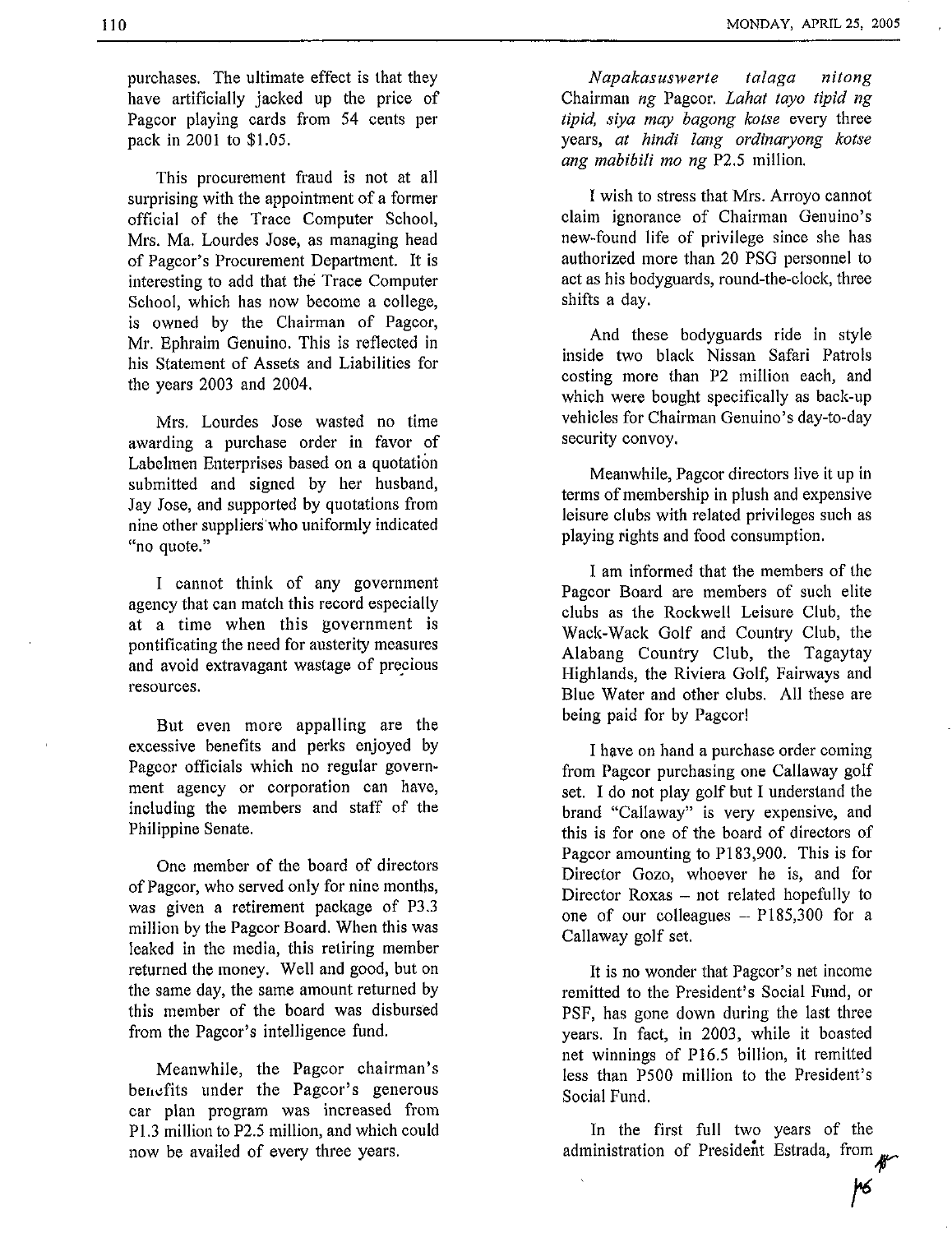purchases. The ultimate effect is that they have artificially jacked up the price of Pagcor playing cards from 54 cents per pack in 2001 to $1.05.

This procurement fraud is not at all surprising with the appointment of a former official of the Trace Computer School, Mrs. Ma. Lourdes Jose, as managing head of Pagcor's Procurement Department. It is interesting to add that the Trace Computer School, which has now become a college, is owned by the Chairman of Pagcor, Mr. Ephraim Genuino. This is reflected in his Statement of Assets and Liabilities for the years 2003 and 2004.

Mrs. Lourdes Jose wasted no time awarding a purchase order in favor of Labelmen Enterprises based on a quotation submitted and signed by her husband, Jay Jose, and supported by quotations from nine other suppliers who uniformly indicated "no quote."

I cannot think of any government agency that can match this record especially at a time when this government is pontificating the need for austerity measures and avoid extravagant wastage of precious resources.

But even more appalling are the excessive benefits and perks enjoyed by Pagcor officials which no regular government agency or corporation can have, including the members and staff of the Philippine Senate.

One member of the board of directors of Pagcor, who served only for nine months, was given a retirement package of P3.3 million by the Pagcor Board. When this was leaked in the media, this retiring member returned the money. Well and good, but on the same day, the same amount returned by this member of the board was disbursed from the Pagcor's intelligence fund.

Meanwhile, the Pagcor chairman's benefits under the Pagcor's generous car plan program was increased from P1.3 million to P2.5 million, and which could now be availed of every three years.

*Napakasuswerte talaga nitong* Chairman *ng* Pagcor. *Lahat tayo tipid ng tipid, siya may bagong kotse* every three years, *at hindi lang ordinaryong kotse ang mabibili mo ng* P2.5 million.

I wish to stress that Mrs. Arroyo cannot claim ignorance of Chairman Genuino's new-found life of privilege since she has authorized more than 20 PSG personnel to act as his bodyguards, round-the-clock, three shifts a day.

And these bodyguards ride in style inside two black Nissan Safari Patrols costing more than P2 million each, and which were bought specifically as back-up vehicles for Chairman Genuino's day-to-day security convoy.

Meanwhile, Pagcor directors live it up in terms of membership in plush and expensive leisure clubs with related privileges such as playing rights and food consumption.

I am informed that the members of the Pagcor Board are members of such elite clubs as the Rockwell Leisure Club, the Wack-Wack Golf and Country Club, the Alabang Country Club, the Tagaytay Highlands, the Riviera Golf, Fairways and Blue Water and other clubs. All these are being paid for by Pagcor!

I have on hand a purchase order coming from Pagcor purchasing one Callaway golf set. I do not play golf but I understand the brand "Callaway" is very expensive, and this is for one of the board of directors of Pagcor amounting to P183,900. This is for Director Gozo, whoever he is, and for Director Roxas – not related hopefully to one of our colleagues – P185,300 for a Callaway golf set.

It is no wonder that Pagcor's net income remitted to the President's Social Fund, or PSF, has gone down during the last three years. In fact, in 2003, while it boasted net winnings of P16.5 billion, it remitted less than P500 million to the President's Social Fund.

In the first full two years of the administration of President Estrada, from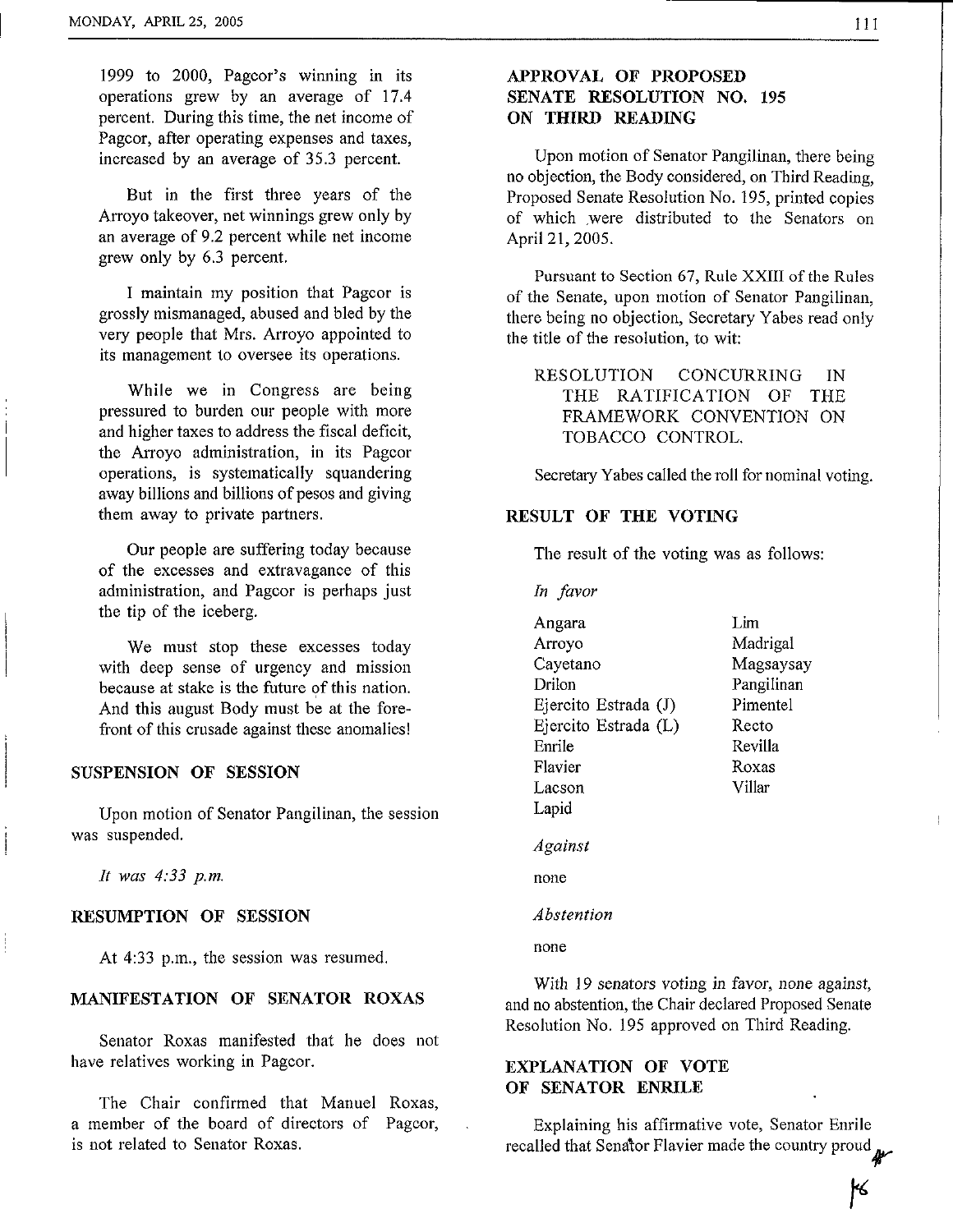1999 to 2000, Pagcor's winning in its operations grew by an average of 17.4 percent. During this time, the net income of Pagcor, after operating expenses and taxes, increased by an average of 35.3 percent.

But in the first three years of the Arroyo takeover, net winnings grew only by an average of 9.2 percent while net income grew only by 6.3 percent.

I maintain my position that Pagcor is grossly mismanaged, abused and bled by the very people that Mrs. Arroyo appointed to its management to oversee its operations.

While we in Congress are being pressured to burden our people with more and higher taxes to address the fiscal deficit, the Arroyo administration, in its Pagcor operations, is systematically squandering away billions and billions of pesos and giving them away to private partners.

Our people are suffering today because of the excesses and extravagance of this administration, and Pagcor is perhaps just the tip of the iceberg.

We must stop these excesses today with deep sense of urgency and mission because at stake is the future of this nation. And this august Body must be at the forefront of this crusade against these anomalies!

## SUSPENSION OF SESSION

Upon motion of Senator Pangilinan, the session was suspended.

*It was 4:33 p.m.*

## RESUMPTION OF SESSION

At 4:33 p.m., the session was resumed.

## MANIFESTATION OF SENATOR ROXAS

Senator Roxas manifested that he does not have relatives working in Pagcor.

The Chair confirmed that Manuel Roxas, a member of the board of directors of Pagcor, is not related to Senator Roxas.

## APPROVAL OF PROPOSED SENATE RESOLUTION NO. 195 ON THIRD READING

Upon motion of Senator Pangilinan, there being no objection, the Body considered, on Third Reading, Proposed Senate Resolution No. 195, printed copies of which were distributed to the Senators on April 21, 2005.

Pursuant to Section 67, Rule XXIII of the Rules of the Senate, upon motion of Senator Pangilinan, there being no objection, Secretary Yabes read only the title of the resolution, to wit:

> RESOLUTION CONCURRING IN THE RATIFICATION OF THE FRAMEWORK CONVENTION ON TOBACCO CONTROL.

Secretary Yabes called the roll for nominal voting.

## RESULT OF THE VOTING

The result of the voting was as follows:

*In favor*

Angara
Arroyo
Cayetano
Drilon
Ejercito Estrada (J)
Ejercito Estrada (L)
Enrile
Flavier
Lacson
Lapid
Lim
Madrigal
Magsaysay
Pangilinan
Pimentel
Recto
Revilla
Roxas
Villar

*Against*

none

*Abstention*

none

With 19 senators voting in favor, none against, and no abstention, the Chair declared Proposed Senate Resolution No. 195 approved on Third Reading.

## EXPLANATION OF VOTE OF SENATOR ENRILE

Explaining his affirmative vote, Senator Enrile recalled that Senator Flavier made the country proud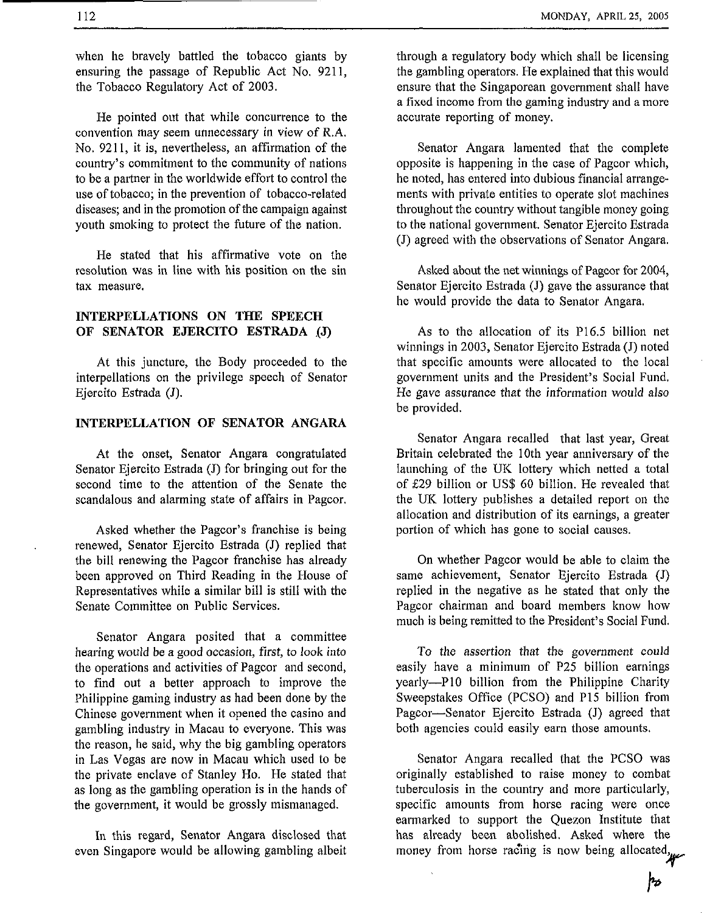when he bravely battled the tobacco giants by ensuring the passage of Republic Act No. 9211, the Tobacco Regulatory Act of 2003.

He pointed out that while concurrence to the convention may seem unnecessary in view of R.A. No. 9211, it is, nevertheless, an affirmation of the country's commitment to the community of nations to be a partner in the worldwide effort to control the use of tobacco; in the prevention of tobacco-related diseases; and in the promotion of the campaign against youth smoking to protect the future of the nation.

He stated that his affirmative vote on the resolution was in line with his position on the sin tax measure.

## INTERPELLATIONS ON THE SPEECH OF SENATOR EJERCITO ESTRADA (J)

At this juncture, the Body proceeded to the interpellations on the privilege speech of Senator Ejercito Estrada (J).

## INTERPELLATION OF SENATOR ANGARA

At the onset, Senator Angara congratulated Senator Ejercito Estrada (J) for bringing out for the second time to the attention of the Senate the scandalous and alarming state of affairs in Pagcor.

Asked whether the Pagcor's franchise is being renewed, Senator Ejercito Estrada (J) replied that the bill renewing the Pagcor franchise has already been approved on Third Reading in the House of Representatives while a similar bill is still with the Senate Committee on Public Services.

Senator Angara posited that a committee hearing would be a good occasion, first, to look into the operations and activities of Pagcor and second, to find out a better approach to improve the Philippine gaming industry as had been done by the Chinese government when it opened the casino and gambling industry in Macau to everyone. This was the reason, he said, why the big gambling operators in Las Vegas are now in Macau which used to be the private enclave of Stanley Ho. He stated that as long as the gambling operation is in the hands of the government, it would be grossly mismanaged.

In this regard, Senator Angara disclosed that even Singapore would be allowing gambling albeit through a regulatory body which shall be licensing the gambling operators. He explained that this would ensure that the Singaporean government shall have a fixed income from the gaming industry and a more accurate reporting of money.

Senator Angara lamented that the complete opposite is happening in the case of Pagcor which, he noted, has entered into dubious financial arrangements with private entities to operate slot machines throughout the country without tangible money going to the national government. Senator Ejercito Estrada (J) agreed with the observations of Senator Angara.

Asked about the net winnings of Pagcor for 2004, Senator Ejercito Estrada (J) gave the assurance that he would provide the data to Senator Angara.

As to the allocation of its P16.5 billion net winnings in 2003, Senator Ejercito Estrada (J) noted that specific amounts were allocated to the local government units and the President's Social Fund. He gave assurance that the information would also be provided.

Senator Angara recalled that last year, Great Britain celebrated the 10th year anniversary of the launching of the UK lottery which netted a total of £29 billion or US$ 60 billion. He revealed that the UK lottery publishes a detailed report on the allocation and distribution of its earnings, a greater portion of which has gone to social causes.

On whether Pagcor would be able to claim the same achievement, Senator Ejercito Estrada (J) replied in the negative as he stated that only the Pagcor chairman and board members know how much is being remitted to the President's Social Fund.

To the assertion that the government could easily have a minimum of P25 billion earnings yearly—P10 billion from the Philippine Charity Sweepstakes Office (PCSO) and P15 billion from Pagcor—Senator Ejercito Estrada (J) agreed that both agencies could easily earn those amounts.

Senator Angara recalled that the PCSO was originally established to raise money to combat tuberculosis in the country and more particularly, specific amounts from horse racing were once earmarked to support the Quezon Institute that has already been abolished. Asked where the money from horse racing is now being allocated,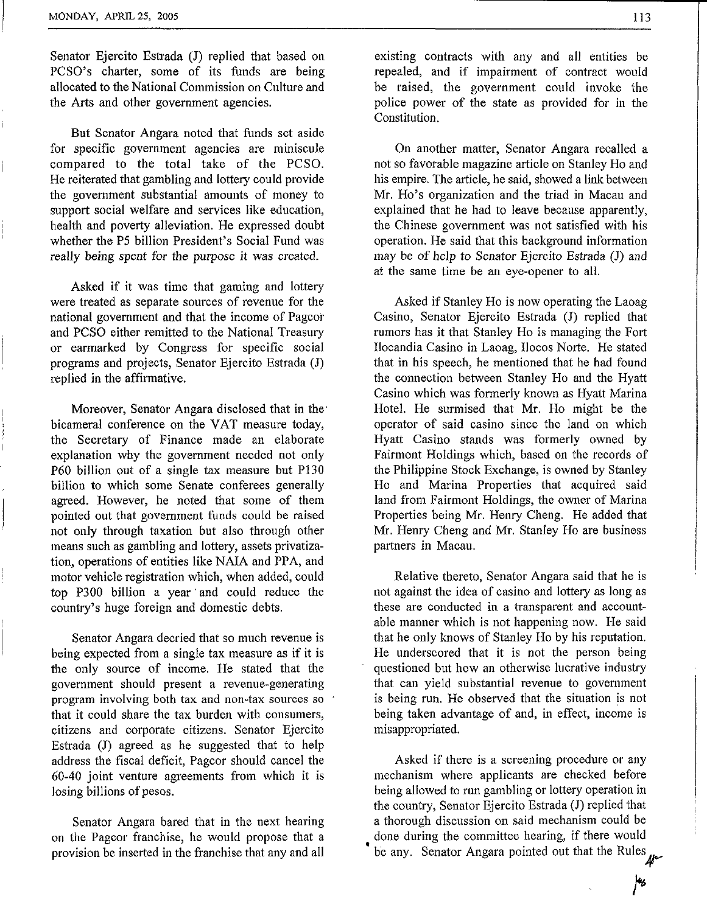Senator Ejercito Estrada (J) replied that based on PCSO's charter, some of its funds are being allocated to the National Commission on Culture and the Arts and other government agencies.

But Senator Angara noted that funds set aside for specific government agencies are miniscule compared to the total take of the PCSO. He reiterated that gambling and lottery could provide the government substantial amounts of money to support social welfare and services like education, health and poverty alleviation. He expressed doubt whether the P5 billion President's Social Fund was really being spent for the purpose it was created.

Asked if it was time that gaming and lottery were treated as separate sources of revenue for the national government and that the income of Pagcor and PCSO either remitted to the National Treasury or earmarked by Congress for specific social programs and projects, Senator Ejercito Estrada (J) replied in the affirmative.

Moreover, Senator Angara disclosed that in the bicameral conference on the VAT measure today, the Secretary of Finance made an elaborate explanation why the government needed not only P60 billion out of a single tax measure but P130 billion to which some Senate conferees generally agreed. However, he noted that some of them pointed out that government funds could be raised not only through taxation but also through other means such as gambling and lottery, assets privatization, operations of entities like NAIA and PPA, and motor vehicle registration which, when added, could top P300 billion a year and could reduce the country's huge foreign and domestic debts.

Senator Angara decried that so much revenue is being expected from a single tax measure as if it is the only source of income. He stated that the government should present a revenue-generating program involving both tax and non-tax sources so that it could share the tax burden with consumers, citizens and corporate citizens. Senator Ejercito Estrada (J) agreed as he suggested that to help address the fiscal deficit, Pagcor should cancel the 60-40 joint venture agreements from which it is losing billions of pesos.

Senator Angara bared that in the next hearing on the Pagcor franchise, he would propose that a provision be inserted in the franchise that any and all existing contracts with any and all entities be repealed, and if impairment of contract would be raised, the government could invoke the police power of the state as provided for in the Constitution.

On another matter, Senator Angara recalled a not so favorable magazine article on Stanley Ho and his empire. The article, he said, showed a link between Mr. Ho's organization and the triad in Macau and explained that he had to leave because apparently, the Chinese government was not satisfied with his operation. He said that this background information may be of help to Senator Ejercito Estrada (J) and at the same time be an eye-opener to all.

Asked if Stanley Ho is now operating the Laoag Casino, Senator Ejercito Estrada (J) replied that rumors has it that Stanley Ho is managing the Fort Ilocandia Casino in Laoag, Ilocos Norte. He stated that in his speech, he mentioned that he had found the connection between Stanley Ho and the Hyatt Casino which was formerly known as Hyatt Marina Hotel. He surmised that Mr. Ho might be the operator of said casino since the land on which Hyatt Casino stands was formerly owned by Fairmont Holdings which, based on the records of the Philippine Stock Exchange, is owned by Stanley Ho and Marina Properties that acquired said land from Fairmont Holdings, the owner of Marina Properties being Mr. Henry Cheng. He added that Mr. Henry Cheng and Mr. Stanley Ho are business partners in Macau.

Relative thereto, Senator Angara said that he is not against the idea of casino and lottery as long as these are conducted in a transparent and accountable manner which is not happening now. He said that he only knows of Stanley Ho by his reputation. He underscored that it is not the person being questioned but how an otherwise lucrative industry that can yield substantial revenue to government is being run. He observed that the situation is not being taken advantage of and, in effect, income is misappropriated.

Asked if there is a screening procedure or any mechanism where applicants are checked before being allowed to run gambling or lottery operation in the country, Senator Ejercito Estrada (J) replied that a thorough discussion on said mechanism could be done during the committee hearing, if there would be any. Senator Angara pointed out that the Rules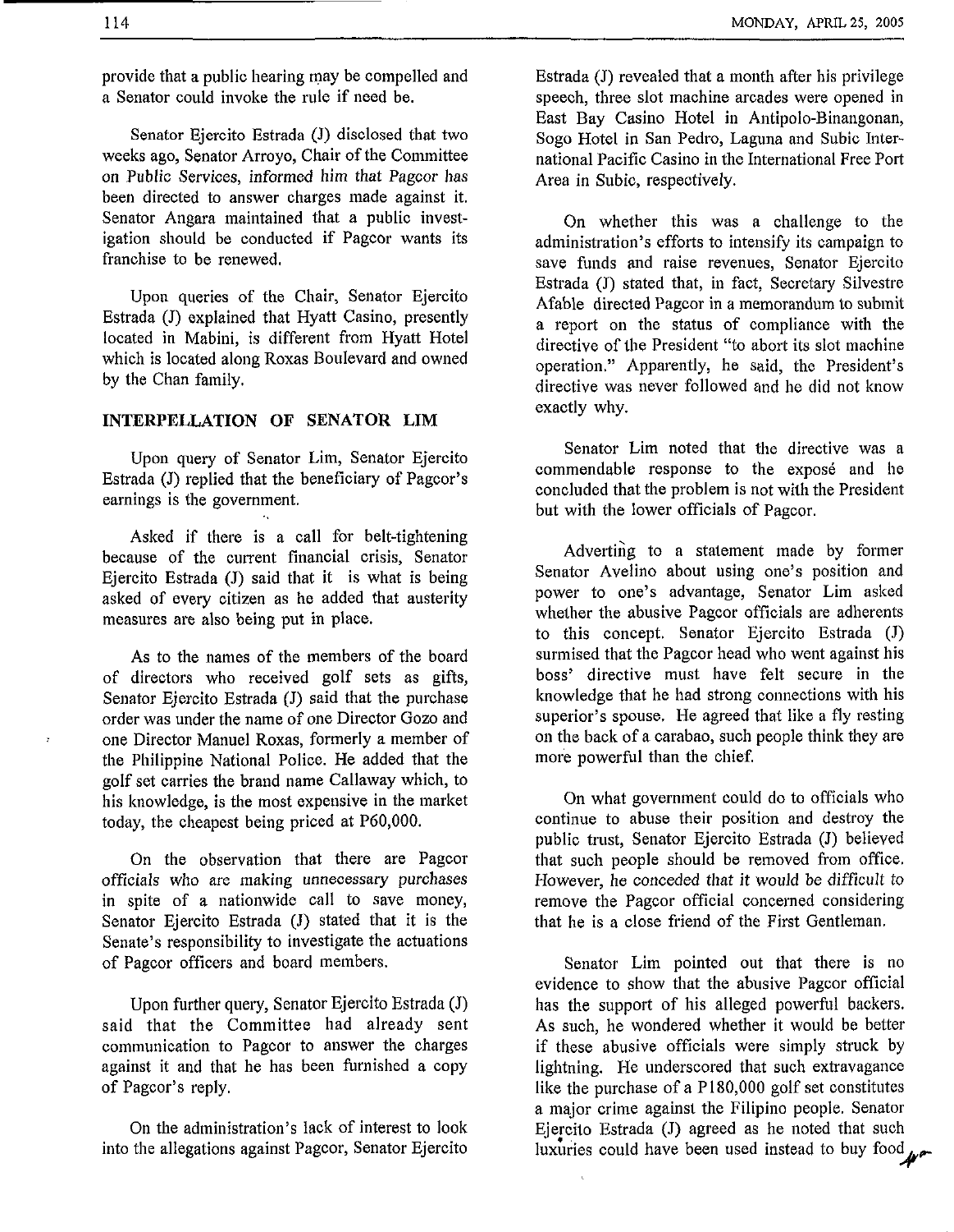provide that a public hearing may be compelled and a Senator could invoke the rule if need be.

Senator Ejercito Estrada (J) disclosed that two weeks ago, Senator Arroyo, Chair of the Committee on Public Services, informed him that Pagcor has been directed to answer charges made against it. Senator Angara maintained that a public investigation should be conducted if Pagcor wants its franchise to be renewed.

Upon queries of the Chair, Senator Ejercito Estrada (J) explained that Hyatt Casino, presently located in Mabini, is different from Hyatt Hotel which is located along Roxas Boulevard and owned by the Chan family.

## INTERPELLATION OF SENATOR LIM

Upon query of Senator Lim, Senator Ejercito Estrada (J) replied that the beneficiary of Pagcor's earnings is the government.

Asked if there is a call for belt-tightening because of the current financial crisis, Senator Ejercito Estrada (J) said that it is what is being asked of every citizen as he added that austerity measures are also being put in place.

As to the names of the members of the board of directors who received golf sets as gifts, Senator Ejercito Estrada (J) said that the purchase order was under the name of one Director Gozo and one Director Manuel Roxas, formerly a member of the Philippine National Police. He added that the golf set carries the brand name Callaway which, to his knowledge, is the most expensive in the market today, the cheapest being priced at P60,000.

On the observation that there are Pagcor officials who are making unnecessary purchases in spite of a nationwide call to save money, Senator Ejercito Estrada (J) stated that it is the Senate's responsibility to investigate the actuations of Pagcor officers and board members.

Upon further query, Senator Ejercito Estrada (J) said that the Committee had already sent communication to Pagcor to answer the charges against it and that he has been furnished a copy of Pagcor's reply.

On the administration's lack of interest to look into the allegations against Pagcor, Senator Ejercito Estrada (J) revealed that a month after his privilege speech, three slot machine arcades were opened in East Bay Casino Hotel in Antipolo-Binangonan, Sogo Hotel in San Pedro, Laguna and Subic International Pacific Casino in the International Free Port Area in Subic, respectively.

On whether this was a challenge to the administration's efforts to intensify its campaign to save funds and raise revenues, Senator Ejercito Estrada (J) stated that, in fact, Secretary Silvestre Afable directed Pagcor in a memorandum to submit a report on the status of compliance with the directive of the President "to abort its slot machine operation." Apparently, he said, the President's directive was never followed and he did not know exactly why.

Senator Lim noted that the directive was a commendable response to the exposé and he concluded that the problem is not with the President but with the lower officials of Pagcor.

Adverting to a statement made by former Senator Avelino about using one's position and power to one's advantage, Senator Lim asked whether the abusive Pagcor officials are adherents to this concept. Senator Ejercito Estrada (J) surmised that the Pagcor head who went against his boss' directive must have felt secure in the knowledge that he had strong connections with his superior's spouse. He agreed that like a fly resting on the back of a carabao, such people think they are more powerful than the chief.

On what government could do to officials who continue to abuse their position and destroy the public trust, Senator Ejercito Estrada (J) believed that such people should be removed from office. However, he conceded that it would be difficult to remove the Pagcor official concerned considering that he is a close friend of the First Gentleman.

Senator Lim pointed out that there is no evidence to show that the abusive Pagcor official has the support of his alleged powerful backers. As such, he wondered whether it would be better if these abusive officials were simply struck by lightning. He underscored that such extravagance like the purchase of a P180,000 golf set constitutes a major crime against the Filipino people. Senator Ejercito Estrada (J) agreed as he noted that such luxuries could have been used instead to buy food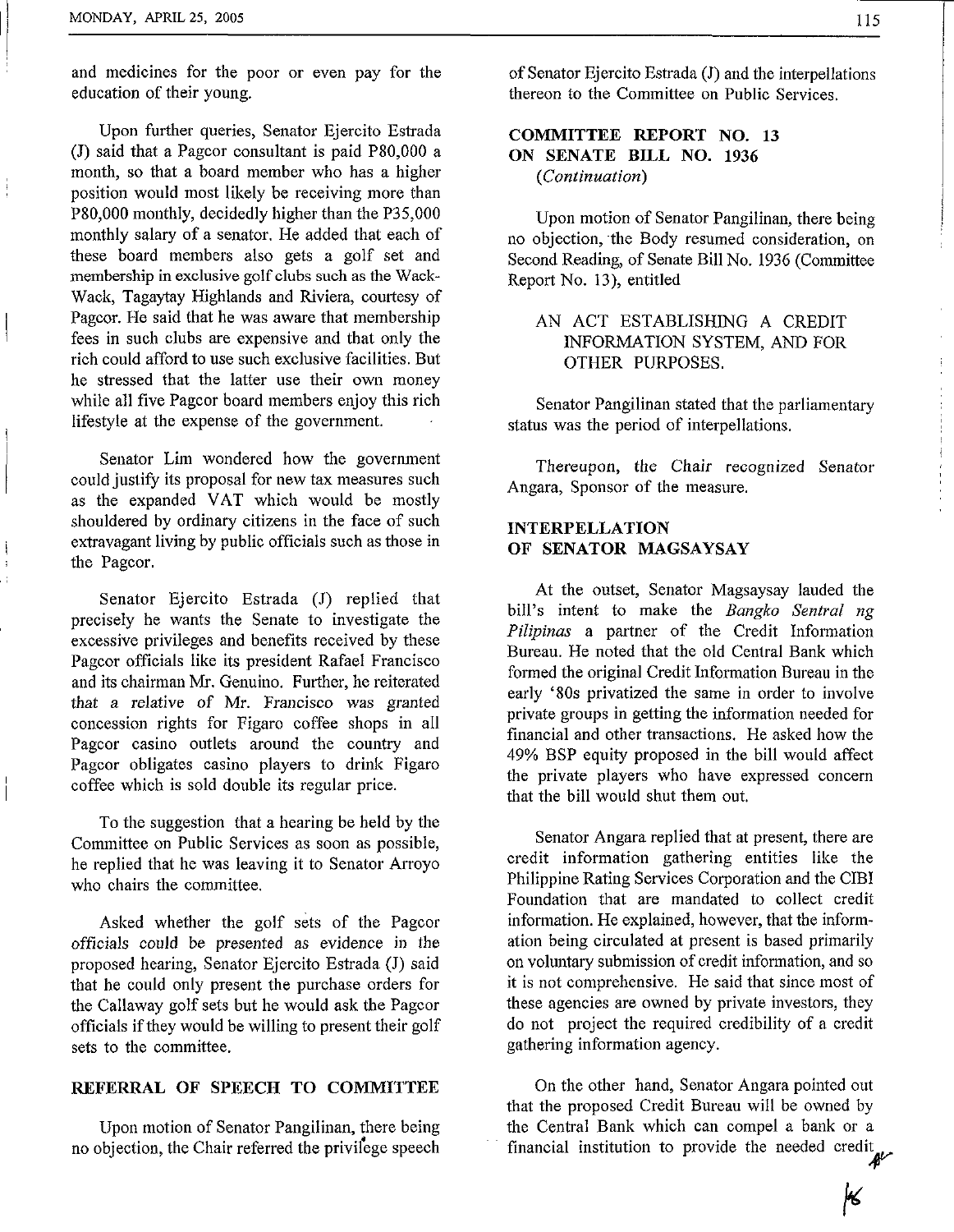and medicines for the poor or even pay for the education of their young.

Upon further queries, Senator Ejercito Estrada (J) said that a Pagcor consultant is paid P80,000 a month, so that a board member who has a higher position would most likely be receiving more than P80,000 monthly, decidedly higher than the P35,000 monthly salary of a senator. He added that each of these board members also gets a golf set and membership in exclusive golf clubs such as the Wack-Wack, Tagaytay Highlands and Riviera, courtesy of Pagcor. He said that he was aware that membership fees in such clubs are expensive and that only the rich could afford to use such exclusive facilities. But he stressed that the latter use their own money while all five Pagcor board members enjoy this rich lifestyle at the expense of the government.

Senator Lim wondered how the government could justify its proposal for new tax measures such as the expanded VAT which would be mostly shouldered by ordinary citizens in the face of such extravagant living by public officials such as those in the Pagcor.

Senator Ejercito Estrada (J) replied that precisely he wants the Senate to investigate the excessive privileges and benefits received by these Pagcor officials like its president Rafael Francisco and its chairman Mr. Genuino. Further, he reiterated that a relative of Mr. Francisco was granted concession rights for Figaro coffee shops in all Pagcor casino outlets around the country and Pagcor obligates casino players to drink Figaro coffee which is sold double its regular price.

To the suggestion that a hearing be held by the Committee on Public Services as soon as possible, he replied that he was leaving it to Senator Arroyo who chairs the committee.

Asked whether the golf sets of the Pagcor officials could be presented as evidence in the proposed hearing, Senator Ejercito Estrada (J) said that he could only present the purchase orders for the Callaway golf sets but he would ask the Pagcor officials if they would be willing to present their golf sets to the committee.

**REFERRAL OF SPEECH TO COMMITTEE**

Upon motion of Senator Pangilinan, there being no objection, the Chair referred the privilege speech of Senator Ejercito Estrada (J) and the interpellations thereon to the Committee on Public Services.

**COMMITTEE REPORT NO. 13**
**ON SENATE BILL NO. 1936**
*(Continuation)*

Upon motion of Senator Pangilinan, there being no objection, the Body resumed consideration, on Second Reading, of Senate Bill No. 1936 (Committee Report No. 13), entitled

> AN ACT ESTABLISHING A CREDIT INFORMATION SYSTEM, AND FOR OTHER PURPOSES.

Senator Pangilinan stated that the parliamentary status was the period of interpellations.

Thereupon, the Chair recognized Senator Angara, Sponsor of the measure.

**INTERPELLATION**
**OF SENATOR MAGSAYSAY**

At the outset, Senator Magsaysay lauded the bill's intent to make the *Bangko Sentral ng Pilipinas* a partner of the Credit Information Bureau. He noted that the old Central Bank which formed the original Credit Information Bureau in the early '80s privatized the same in order to involve private groups in getting the information needed for financial and other transactions. He asked how the 49% BSP equity proposed in the bill would affect the private players who have expressed concern that the bill would shut them out.

Senator Angara replied that at present, there are credit information gathering entities like the Philippine Rating Services Corporation and the CIBI Foundation that are mandated to collect credit information. He explained, however, that the information being circulated at present is based primarily on voluntary submission of credit information, and so it is not comprehensive. He said that since most of these agencies are owned by private investors, they do not project the required credibility of a credit gathering information agency.

On the other hand, Senator Angara pointed out that the proposed Credit Bureau will be owned by the Central Bank which can compel a bank or a financial institution to provide the needed credit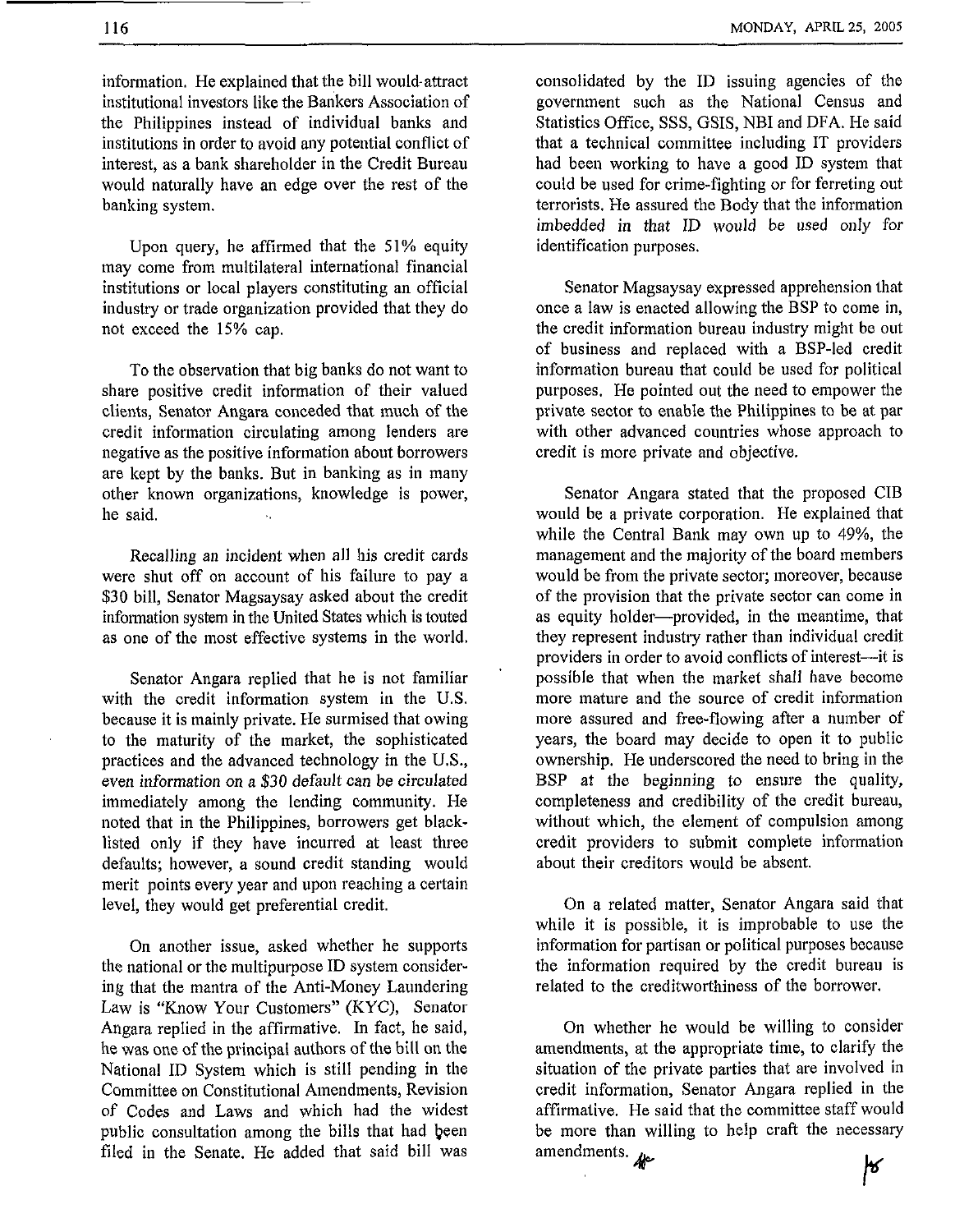information. He explained that the bill would attract institutional investors like the Bankers Association of the Philippines instead of individual banks and institutions in order to avoid any potential conflict of interest, as a bank shareholder in the Credit Bureau would naturally have an edge over the rest of the banking system.

Upon query, he affirmed that the 51% equity may come from multilateral international financial institutions or local players constituting an official industry or trade organization provided that they do not exceed the 15% cap.

To the observation that big banks do not want to share positive credit information of their valued clients, Senator Angara conceded that much of the credit information circulating among lenders are negative as the positive information about borrowers are kept by the banks. But in banking as in many other known organizations, knowledge is power, he said.

Recalling an incident when all his credit cards were shut off on account of his failure to pay a $30 bill, Senator Magsaysay asked about the credit information system in the United States which is touted as one of the most effective systems in the world.

Senator Angara replied that he is not familiar with the credit information system in the U.S. because it is mainly private. He surmised that owing to the maturity of the market, the sophisticated practices and the advanced technology in the U.S., even information on a $30 default can be circulated immediately among the lending community. He noted that in the Philippines, borrowers get black-listed only if they have incurred at least three defaults; however, a sound credit standing would merit points every year and upon reaching a certain level, they would get preferential credit.

On another issue, asked whether he supports the national or the multipurpose ID system considering that the mantra of the Anti-Money Laundering Law is "Know Your Customers" (KYC), Senator Angara replied in the affirmative. In fact, he said, he was one of the principal authors of the bill on the National ID System which is still pending in the Committee on Constitutional Amendments, Revision of Codes and Laws and which had the widest public consultation among the bills that had been filed in the Senate. He added that said bill was consolidated by the ID issuing agencies of the government such as the National Census and Statistics Office, SSS, GSIS, NBI and DFA. He said that a technical committee including IT providers had been working to have a good ID system that could be used for crime-fighting or for ferreting out terrorists. He assured the Body that the information imbedded in that ID would be used only for identification purposes.

Senator Magsaysay expressed apprehension that once a law is enacted allowing the BSP to come in, the credit information bureau industry might be out of business and replaced with a BSP-led credit information bureau that could be used for political purposes. He pointed out the need to empower the private sector to enable the Philippines to be at par with other advanced countries whose approach to credit is more private and objective.

Senator Angara stated that the proposed CIB would be a private corporation. He explained that while the Central Bank may own up to 49%, the management and the majority of the board members would be from the private sector; moreover, because of the provision that the private sector can come in as equity holder—provided, in the meantime, that they represent industry rather than individual credit providers in order to avoid conflicts of interest—it is possible that when the market shall have become more mature and the source of credit information more assured and free-flowing after a number of years, the board may decide to open it to public ownership. He underscored the need to bring in the BSP at the beginning to ensure the quality, completeness and credibility of the credit bureau, without which, the element of compulsion among credit providers to submit complete information about their creditors would be absent.

On a related matter, Senator Angara said that while it is possible, it is improbable to use the information for partisan or political purposes because the information required by the credit bureau is related to the creditworthiness of the borrower.

On whether he would be willing to consider amendments, at the appropriate time, to clarify the situation of the private parties that are involved in credit information, Senator Angara replied in the affirmative. He said that the committee staff would be more than willing to help craft the necessary amendments.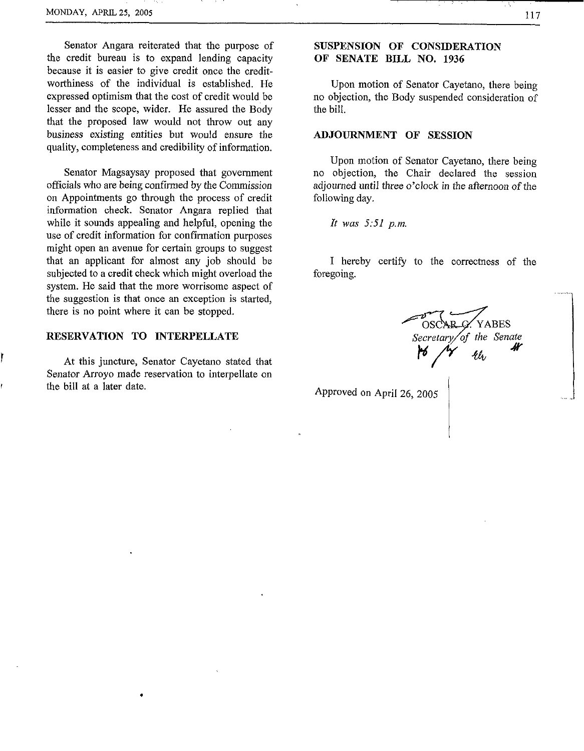Senator Angara reiterated that the purpose of the credit bureau is to expand lending capacity because it is easier to give credit once the credit-worthiness of the individual is established. He expressed optimism that the cost of credit would be lesser and the scope, wider. He assured the Body that the proposed law would not throw out any business existing entities but would ensure the quality, completeness and credibility of information.

Senator Magsaysay proposed that government officials who are being confirmed by the Commission on Appointments go through the process of credit information check. Senator Angara replied that while it sounds appealing and helpful, opening the use of credit information for confirmation purposes might open an avenue for certain groups to suggest that an applicant for almost any job should be subjected to a credit check which might overload the system. He said that the more worrisome aspect of the suggestion is that once an exception is started, there is no point where it can be stopped.

## RESERVATION TO INTERPELLATE

At this juncture, Senator Cayetano stated that Senator Arroyo made reservation to interpellate on the bill at a later date.

## SUSPENSION OF CONSIDERATION OF SENATE BILL NO. 1936

Upon motion of Senator Cayetano, there being no objection, the Body suspended consideration of the bill.

## ADJOURNMENT OF SESSION

Upon motion of Senator Cayetano, there being no objection, the Chair declared the session adjourned until three o'clock in the afternoon of the following day.

*It was 5:51 p.m.*

I hereby certify to the correctness of the foregoing.

OSCAR G. YABES
*Secretary of the Senate*

Approved on April 26, 2005